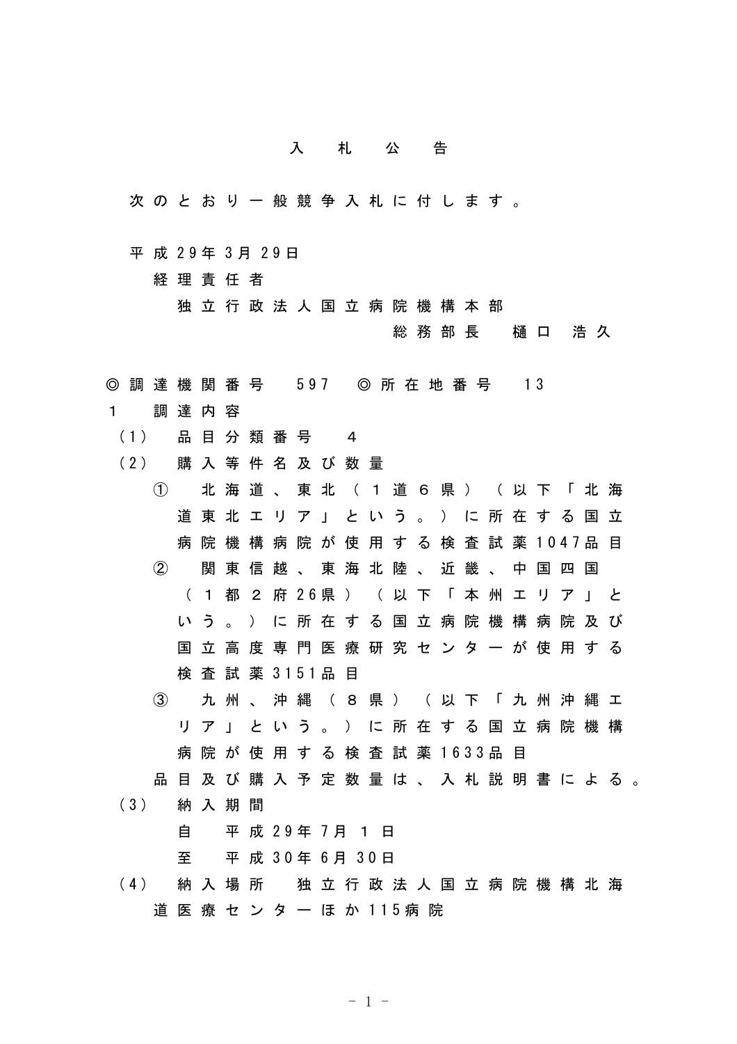# 入　札　公　告

次のとおり一般競争入札に付します。

平成29年3月29日
経理責任者
独立行政法人国立病院機構本部
総務部長　樋口　浩久

◎調達機関番号　597　◎所在地番号　13

1　調達内容

（1）　品目分類番号　４

（2）　購入等件名及び数量

①　北海道、東北（１道６県）（以下「北海道東北エリア」という。）に所在する国立病院機構病院が使用する検査試薬1047品目

②　関東信越、東海北陸、近畿、中国四国（１都２府26県）（以下「本州エリア」という。）に所在する国立病院機構病院及び国立高度専門医療研究センターが使用する検査試薬3151品目

③　九州、沖縄（８県）（以下「九州沖縄エリア」という。）に所在する国立病院機構病院が使用する検査試薬1633品目

品目及び購入予定数量は、入札説明書による。

（3）　納入期間
自　平成29年7月1日
至　平成30年6月30日

（4）　納入場所　独立行政法人国立病院機構北海道医療センターほか115病院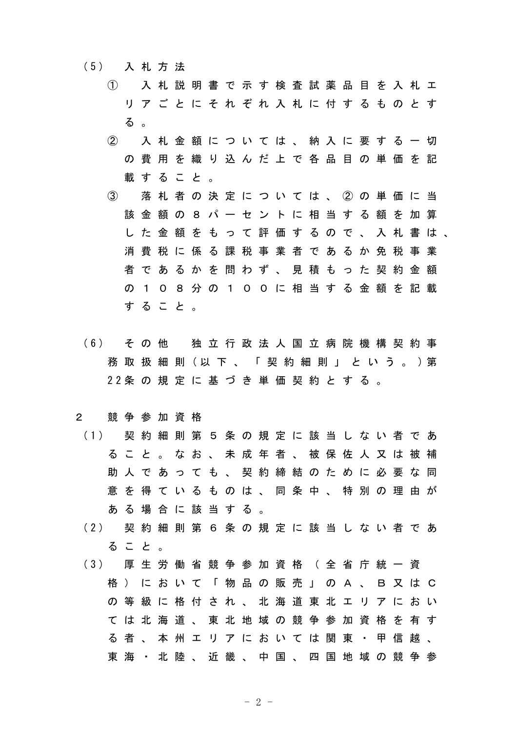（5） 入札方法

① 入札説明書で示す検査試薬品目を入札エリアごとにそれぞれ入札に付するものとする。

② 入札金額については、納入に要する一切の費用を織り込んだ上で各品目の単価を記載すること。

③ 落札者の決定については、②の単価に当該金額の８パーセントに相当する額を加算した金額をもって評価するので、入札書は、消費税に係る課税事業者であるか免税事業者であるかを問わず、見積もった契約金額の１０８分の１００に相当する金額を記載すること。

（6） その他 独立行政法人国立病院機構契約事務取扱細則（以下、「契約細則」という。）第22条の規定に基づき単価契約とする。

２ 競争参加資格

（1） 契約細則第５条の規定に該当しない者であること。なお、未成年者、被保佐人又は被補助人であっても、契約締結のために必要な同意を得ているものは、同条中、特別の理由がある場合に該当する。

（2） 契約細則第６条の規定に該当しない者であること。

（3） 厚生労働省競争参加資格（全省庁統一資格）において「物品の販売」のＡ、Ｂ又はＣの等級に格付され、北海道東北エリアにおいては北海道、東北地域の競争参加資格を有する者、本州エリアにおいては関東・甲信越、東海・北陸、近畿、中国、四国地域の競争参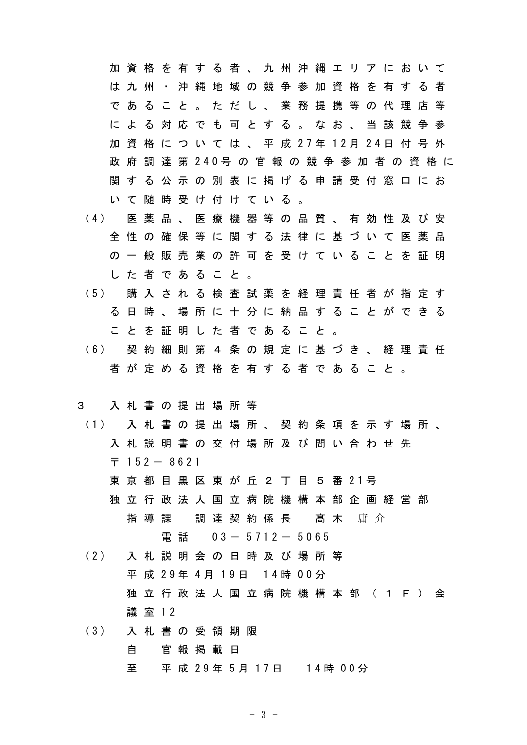加資格を有する者、九州沖縄エリアにおいては九州・沖縄地域の競争参加資格を有する者であること。ただし、業務提携等の代理店等による対応でも可とする。なお、当該競争参加資格については、平成27年12月24日付号外政府調達第240号の官報の競争参加者の資格に関する公示の別表に掲げる申請受付窓口において随時受け付けている。

(4) 医薬品、医療機器等の品質、有効性及び安全性の確保等に関する法律に基づいて医薬品の一般販売業の許可を受けていることを証明した者であること。

(5) 購入される検査試薬を経理責任者が指定する日時、場所に十分に納品することができることを証明した者であること。

(6) 契約細則第４条の規定に基づき、経理責任者が定める資格を有する者であること。

３ 入札書の提出場所等

(1) 入札書の提出場所、契約条項を示す場所、入札説明書の交付場所及び問い合わせ先
〒152－8621
東京都目黒区東が丘２丁目５番21号
独立行政法人国立病院機構本部企画経営部
　指導課　調達契約係長　髙木 庸介
　　電話　03－5712－5065

(2) 入札説明会の日時及び場所等
平成29年4月19日　14時00分
独立行政法人国立病院機構本部（１Ｆ）会議室12

(3) 入札書の受領期限
自　官報掲載日
至　平成29年5月17日　14時00分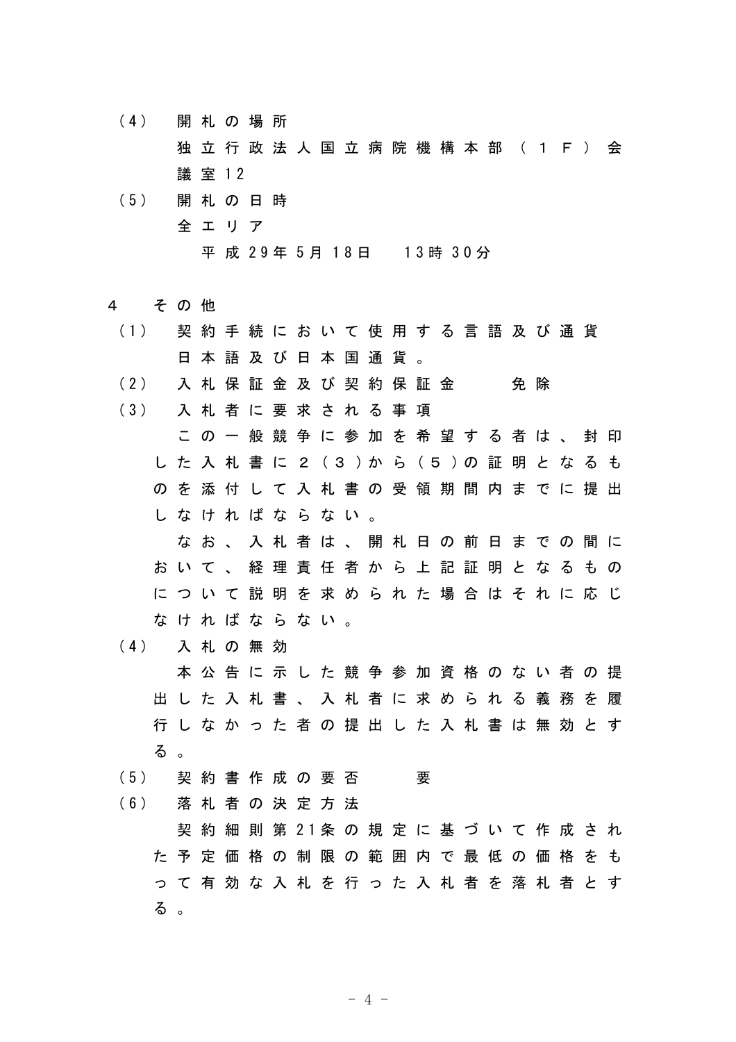（4）　開札の場所

独立行政法人国立病院機構本部（１Ｆ）会議室12

（5）　開札の日時

全エリア

平成29年5月18日　13時30分

4　その他

（1）　契約手続において使用する言語及び通貨

日本語及び日本国通貨。

（2）　入札保証金及び契約保証金　　免除

（3）　入札者に要求される事項

この一般競争に参加を希望する者は、封印した入札書に２（３）から（５）の証明となるものを添付して入札書の受領期間内までに提出しなければならない。

なお、入札者は、開札日の前日までの間において、経理責任者から上記証明となるものについて説明を求められた場合はそれに応じなければならない。

（4）　入札の無効

本公告に示した競争参加資格のない者の提出した入札書、入札者に求められる義務を履行しなかった者の提出した入札書は無効とする。

（5）　契約書作成の要否　　要

（6）　落札者の決定方法

契約細則第21条の規定に基づいて作成された予定価格の制限の範囲内で最低の価格をもって有効な入札を行った入札者を落札者とする。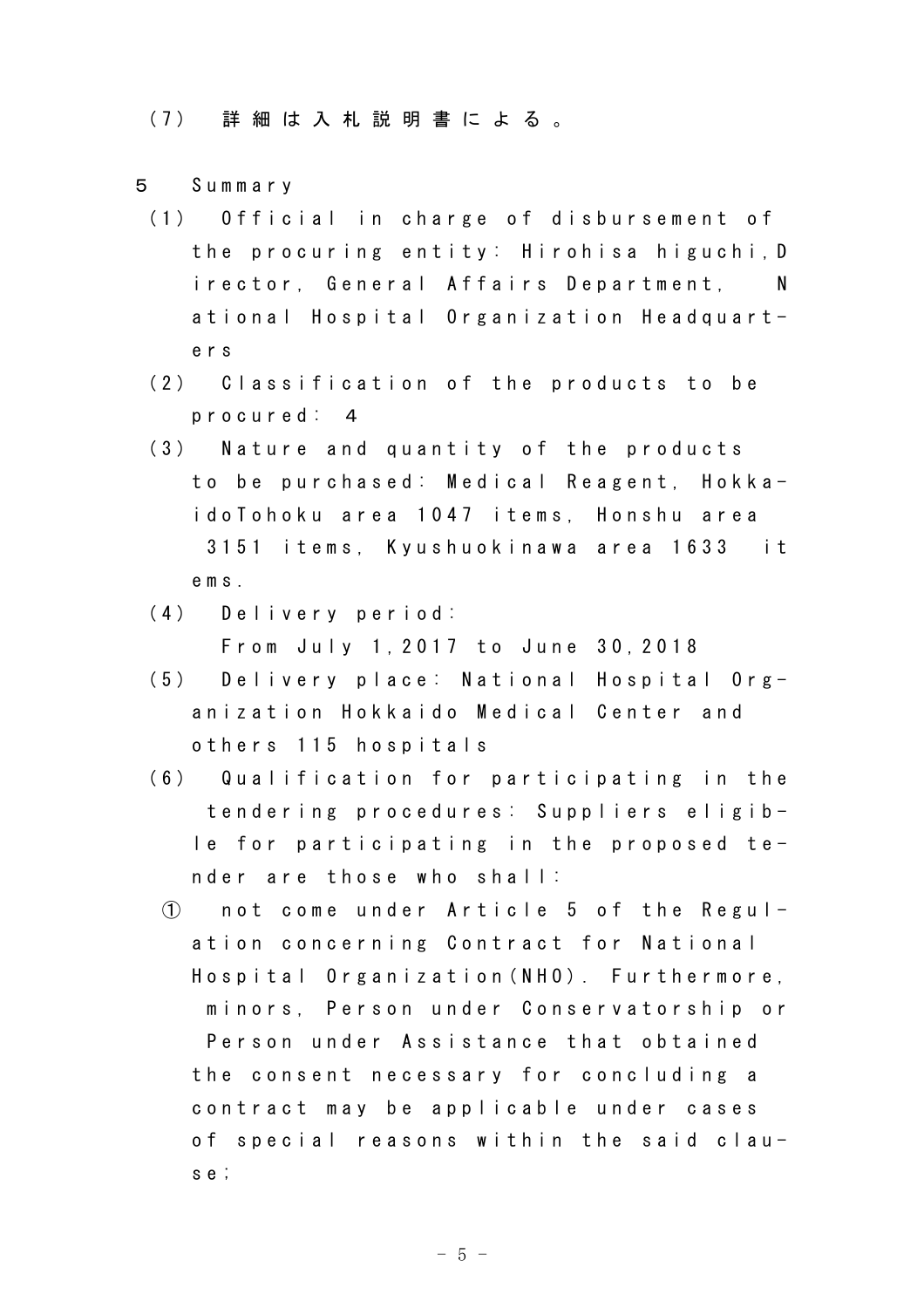(7)　詳細は入札説明書による。

5　Summary

(1)　Official in charge of disbursement of the procuring entity: Hirohisa higuchi,Director, General Affairs Department,　National Hospital Organization Headquarters

(2)　Classification of the products to be procured: 4

(3)　Nature and quantity of the products to be purchased: Medical Reagent, HokkaidoTohoku area 1047 items, Honshu area 3151 items, Kyushuokinawa area 1633　items.

(4)　Delivery period:
From July 1,2017 to June 30,2018

(5)　Delivery place: National Hospital Organization Hokkaido Medical Center and others 115 hospitals

(6)　Qualification for participating in the tendering procedures: Suppliers eligible for participating in the proposed tender are those who shall:

①　not come under Article 5 of the Regulation concerning Contract for National Hospital Organization(NHO). Furthermore, minors, Person under Conservatorship or Person under Assistance that obtained the consent necessary for concluding a contract may be applicable under cases of special reasons within the said clause;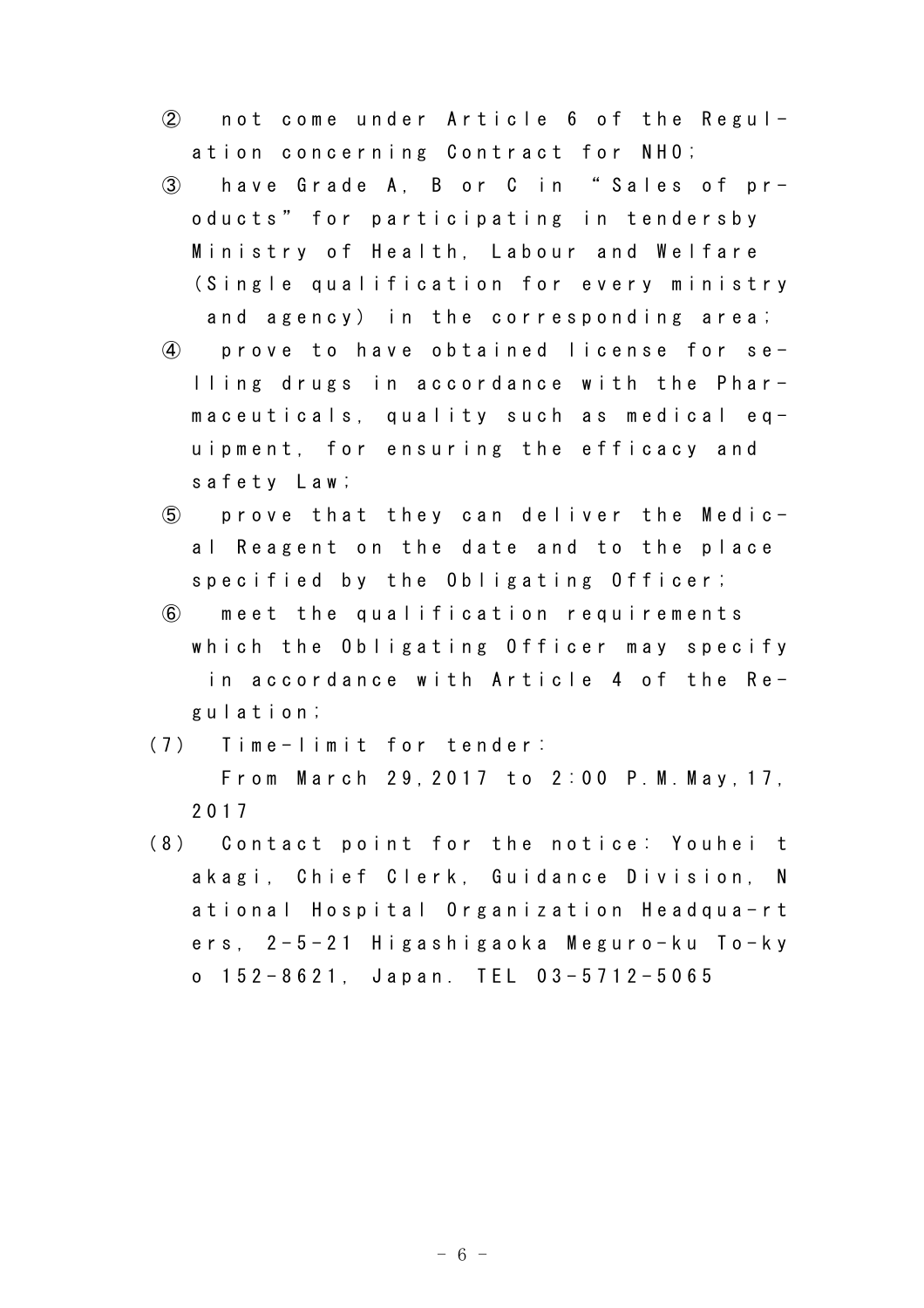② not come under Article 6 of the Regulation concerning Contract for NHO;

③ have Grade A, B or C in "Sales of products" for participating in tendersby Ministry of Health, Labour and Welfare (Single qualification for every ministry and agency) in the corresponding area;

④ prove to have obtained license for selling drugs in accordance with the Pharmaceuticals, quality such as medical equipment, for ensuring the efficacy and safety Law;

⑤ prove that they can deliver the Medical Reagent on the date and to the place specified by the Obligating Officer;

⑥ meet the qualification requirements which the Obligating Officer may specify in accordance with Article 4 of the Regulation;

(7) Time-limit for tender:
From March 29,2017 to 2:00 P.M.May,17, 2017

(8) Contact point for the notice: Youhei takagi, Chief Clerk, Guidance Division, National Hospital Organization Headquarters, 2-5-21 Higashigaoka Meguro-ku Tokyo 152-8621, Japan. TEL 03-5712-5065